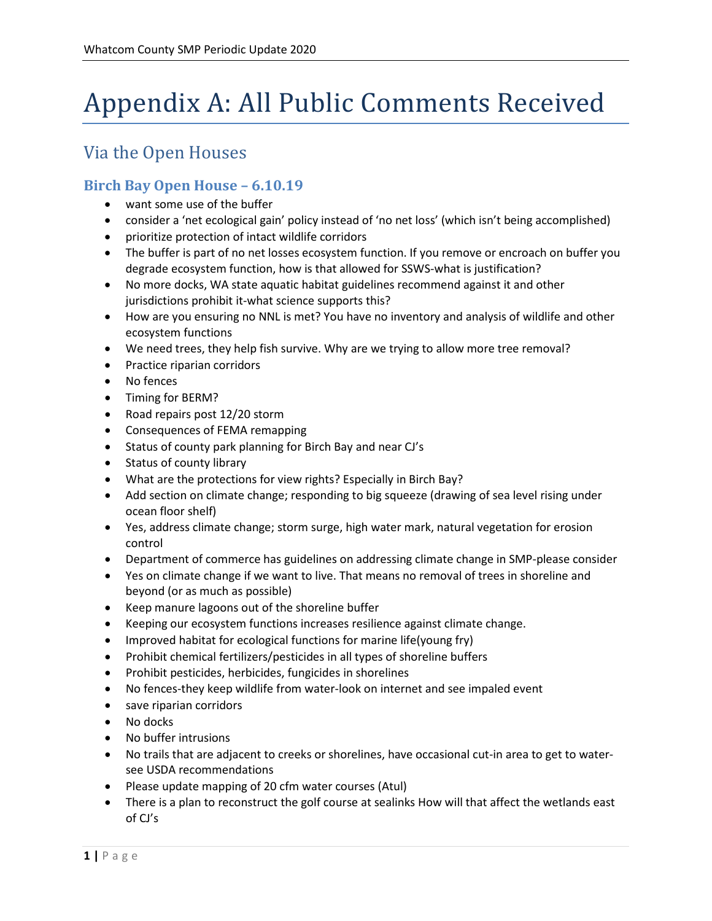# Appendix A: All Public Comments Received

## Via the Open Houses

### Birch Bay Open House – 6.10.19

- want some use of the buffer
- consider a 'net ecological gain' policy instead of 'no net loss' (which isn't being accomplished)
- prioritize protection of intact wildlife corridors
- The buffer is part of no net losses ecosystem function. If you remove or encroach on buffer you degrade ecosystem function, how is that allowed for SSWS-what is justification?
- No more docks, WA state aquatic habitat guidelines recommend against it and other jurisdictions prohibit it-what science supports this?
- How are you ensuring no NNL is met? You have no inventory and analysis of wildlife and other ecosystem functions
- We need trees, they help fish survive. Why are we trying to allow more tree removal?
- Practice riparian corridors
- No fences
- Timing for BERM?
- Road repairs post 12/20 storm
- Consequences of FEMA remapping
- Status of county park planning for Birch Bay and near CJ's
- Status of county library
- What are the protections for view rights? Especially in Birch Bay?
- Add section on climate change; responding to big squeeze (drawing of sea level rising under ocean floor shelf)
- Yes, address climate change; storm surge, high water mark, natural vegetation for erosion control
- Department of commerce has guidelines on addressing climate change in SMP-please consider
- Yes on climate change if we want to live. That means no removal of trees in shoreline and beyond (or as much as possible)
- Keep manure lagoons out of the shoreline buffer
- Keeping our ecosystem functions increases resilience against climate change.
- Improved habitat for ecological functions for marine life(young fry)
- Prohibit chemical fertilizers/pesticides in all types of shoreline buffers
- Prohibit pesticides, herbicides, fungicides in shorelines
- No fences-they keep wildlife from water-look on internet and see impaled event
- save riparian corridors
- No docks
- No buffer intrusions
- No trails that are adjacent to creeks or shorelines, have occasional cut-in area to get to water-see USDA recommendations
- Please update mapping of 20 cfm water courses (Atul)
- There is a plan to reconstruct the golf course at sealinks How will that affect the wetlands east of CJ's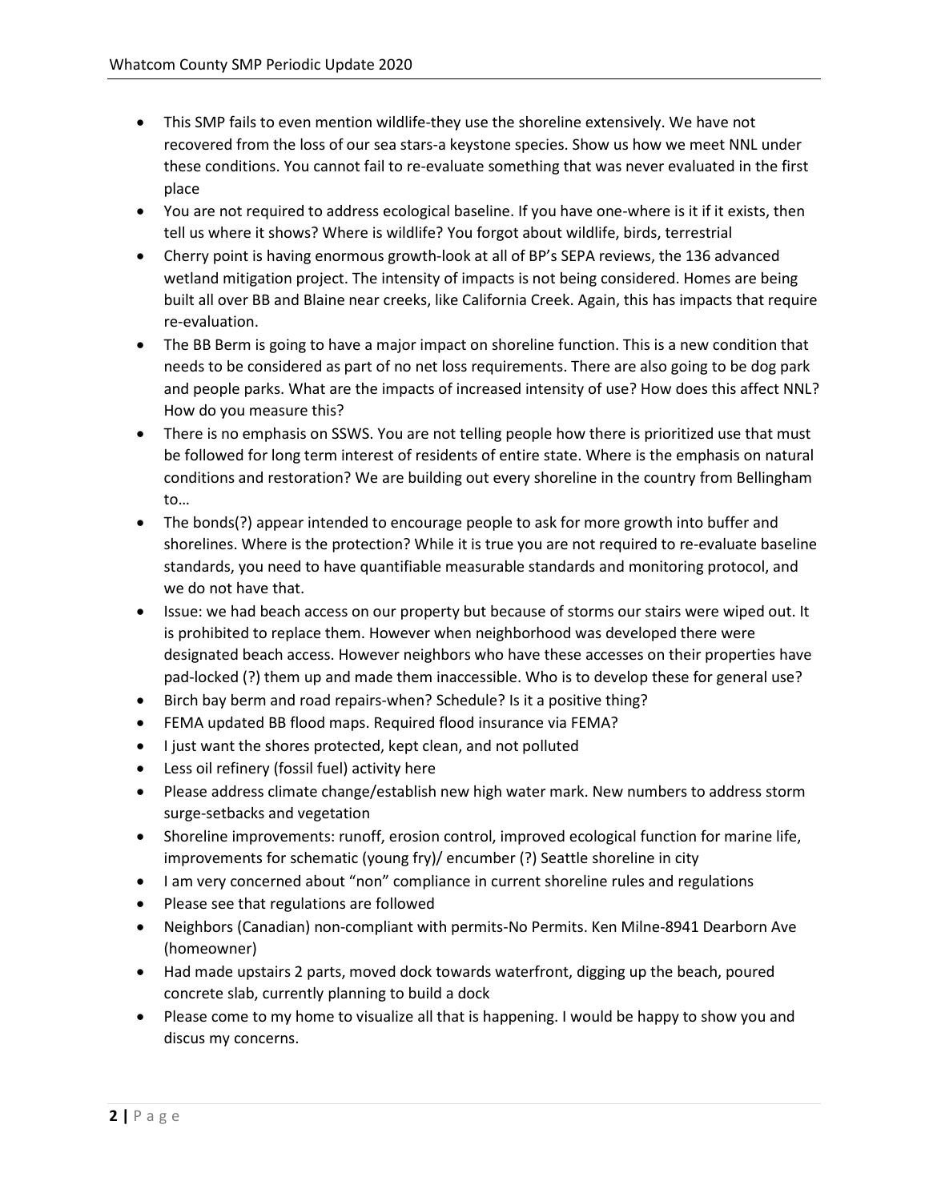- This SMP fails to even mention wildlife-they use the shoreline extensively. We have not recovered from the loss of our sea stars-a keystone species. Show us how we meet NNL under these conditions. You cannot fail to re-evaluate something that was never evaluated in the first place
- You are not required to address ecological baseline. If you have one-where is it if it exists, then tell us where it shows? Where is wildlife? You forgot about wildlife, birds, terrestrial
- Cherry point is having enormous growth-look at all of BP's SEPA reviews, the 136 advanced wetland mitigation project. The intensity of impacts is not being considered. Homes are being built all over BB and Blaine near creeks, like California Creek. Again, this has impacts that require re-evaluation.
- The BB Berm is going to have a major impact on shoreline function. This is a new condition that needs to be considered as part of no net loss requirements. There are also going to be dog park and people parks. What are the impacts of increased intensity of use? How does this affect NNL? How do you measure this?
- There is no emphasis on SSWS. You are not telling people how there is prioritized use that must be followed for long term interest of residents of entire state. Where is the emphasis on natural conditions and restoration? We are building out every shoreline in the country from Bellingham to…
- The bonds(?) appear intended to encourage people to ask for more growth into buffer and shorelines. Where is the protection? While it is true you are not required to re-evaluate baseline standards, you need to have quantifiable measurable standards and monitoring protocol, and we do not have that.
- Issue: we had beach access on our property but because of storms our stairs were wiped out. It is prohibited to replace them. However when neighborhood was developed there were designated beach access. However neighbors who have these accesses on their properties have pad-locked (?) them up and made them inaccessible. Who is to develop these for general use?
- Birch bay berm and road repairs-when? Schedule? Is it a positive thing?
- FEMA updated BB flood maps. Required flood insurance via FEMA?
- I just want the shores protected, kept clean, and not polluted
- Less oil refinery (fossil fuel) activity here
- Please address climate change/establish new high water mark. New numbers to address storm surge-setbacks and vegetation
- Shoreline improvements: runoff, erosion control, improved ecological function for marine life, improvements for schematic (young fry)/ encumber (?) Seattle shoreline in city
- I am very concerned about "non" compliance in current shoreline rules and regulations
- Please see that regulations are followed
- Neighbors (Canadian) non-compliant with permits-No Permits. Ken Milne-8941 Dearborn Ave (homeowner)
- Had made upstairs 2 parts, moved dock towards waterfront, digging up the beach, poured concrete slab, currently planning to build a dock
- Please come to my home to visualize all that is happening. I would be happy to show you and discus my concerns.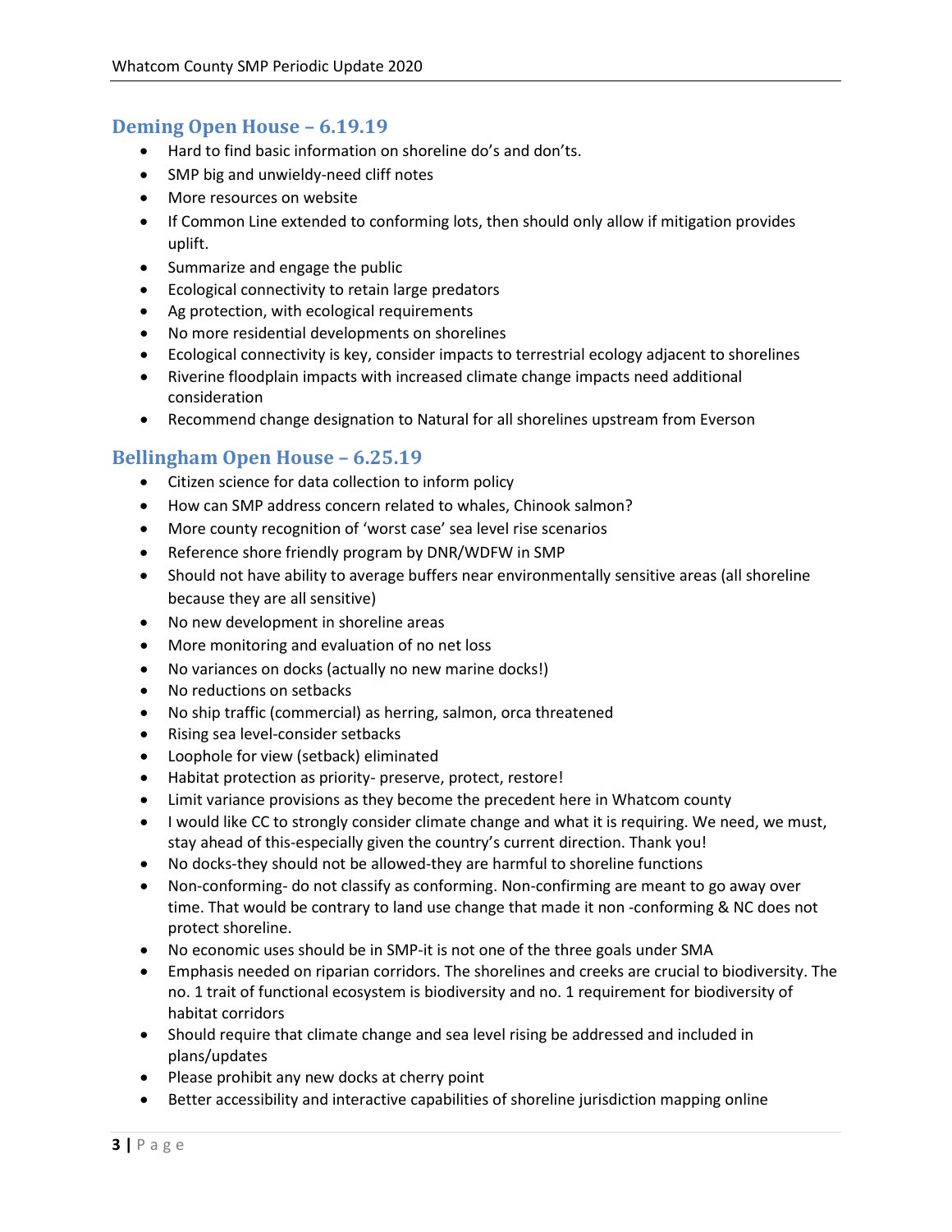## Deming Open House – 6.19.19

- Hard to find basic information on shoreline do's and don'ts.
- SMP big and unwieldy-need cliff notes
- More resources on website
- If Common Line extended to conforming lots, then should only allow if mitigation provides uplift.
- Summarize and engage the public
- Ecological connectivity to retain large predators
- Ag protection, with ecological requirements
- No more residential developments on shorelines
- Ecological connectivity is key, consider impacts to terrestrial ecology adjacent to shorelines
- Riverine floodplain impacts with increased climate change impacts need additional consideration
- Recommend change designation to Natural for all shorelines upstream from Everson

## Bellingham Open House – 6.25.19

- Citizen science for data collection to inform policy
- How can SMP address concern related to whales, Chinook salmon?
- More county recognition of 'worst case' sea level rise scenarios
- Reference shore friendly program by DNR/WDFW in SMP
- Should not have ability to average buffers near environmentally sensitive areas (all shoreline because they are all sensitive)
- No new development in shoreline areas
- More monitoring and evaluation of no net loss
- No variances on docks (actually no new marine docks!)
- No reductions on setbacks
- No ship traffic (commercial) as herring, salmon, orca threatened
- Rising sea level-consider setbacks
- Loophole for view (setback) eliminated
- Habitat protection as priority- preserve, protect, restore!
- Limit variance provisions as they become the precedent here in Whatcom county
- I would like CC to strongly consider climate change and what it is requiring. We need, we must, stay ahead of this-especially given the country's current direction. Thank you!
- No docks-they should not be allowed-they are harmful to shoreline functions
- Non-conforming- do not classify as conforming. Non-confirming are meant to go away over time. That would be contrary to land use change that made it non -conforming & NC does not protect shoreline.
- No economic uses should be in SMP-it is not one of the three goals under SMA
- Emphasis needed on riparian corridors. The shorelines and creeks are crucial to biodiversity. The no. 1 trait of functional ecosystem is biodiversity and no. 1 requirement for biodiversity of habitat corridors
- Should require that climate change and sea level rising be addressed and included in plans/updates
- Please prohibit any new docks at cherry point
- Better accessibility and interactive capabilities of shoreline jurisdiction mapping online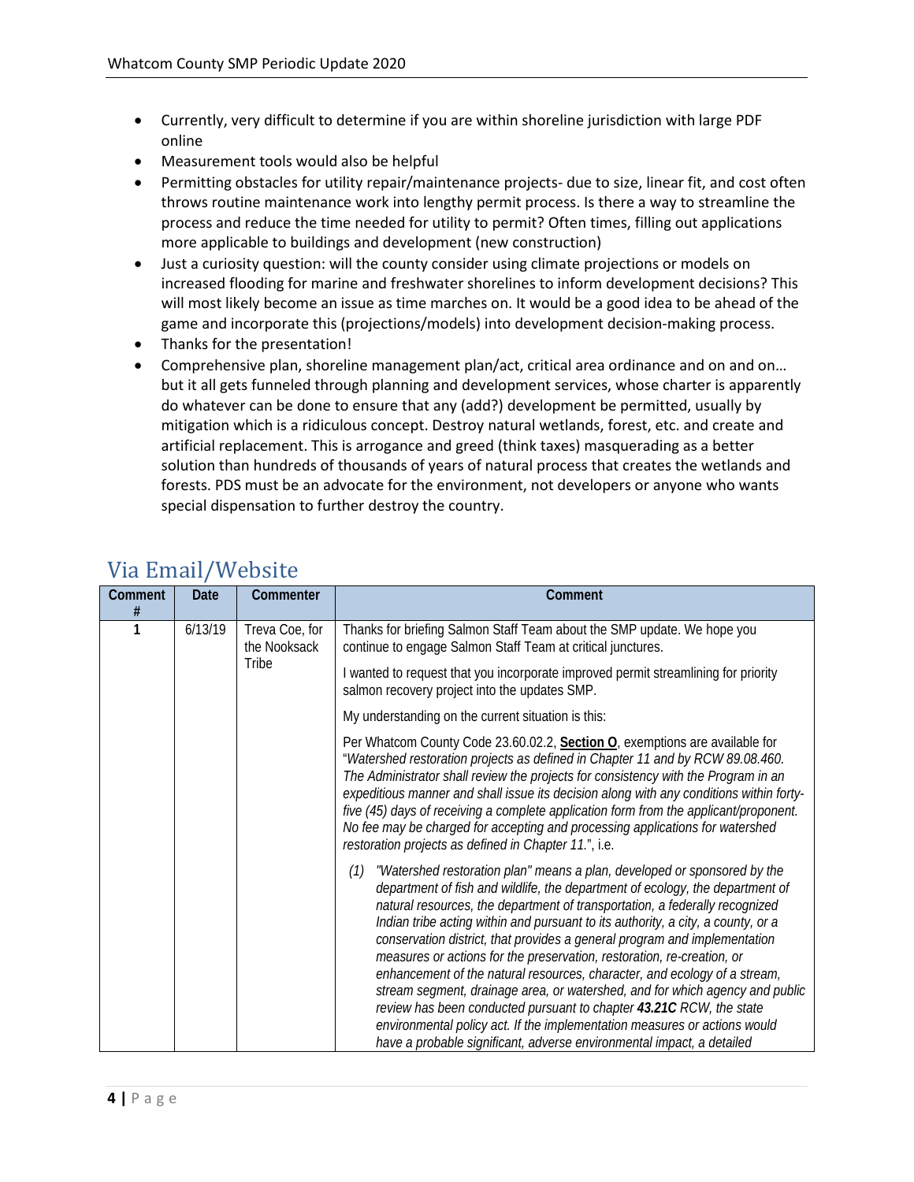- Currently, very difficult to determine if you are within shoreline jurisdiction with large PDF online
- Measurement tools would also be helpful
- Permitting obstacles for utility repair/maintenance projects- due to size, linear fit, and cost often throws routine maintenance work into lengthy permit process. Is there a way to streamline the process and reduce the time needed for utility to permit? Often times, filling out applications more applicable to buildings and development (new construction)
- Just a curiosity question: will the county consider using climate projections or models on increased flooding for marine and freshwater shorelines to inform development decisions? This will most likely become an issue as time marches on. It would be a good idea to be ahead of the game and incorporate this (projections/models) into development decision-making process.
- Thanks for the presentation!
- Comprehensive plan, shoreline management plan/act, critical area ordinance and on and on… but it all gets funneled through planning and development services, whose charter is apparently do whatever can be done to ensure that any (add?) development be permitted, usually by mitigation which is a ridiculous concept. Destroy natural wetlands, forest, etc. and create and artificial replacement. This is arrogance and greed (think taxes) masquerading as a better solution than hundreds of thousands of years of natural process that creates the wetlands and forests. PDS must be an advocate for the environment, not developers or anyone who wants special dispensation to further destroy the country.

## Via Email/Website

| Comment # | Date | Commenter | Comment |
|---|---|---|---|
| 1 | 6/13/19 | Treva Coe, for the Nooksack Tribe | Thanks for briefing Salmon Staff Team about the SMP update. We hope you continue to engage Salmon Staff Team at critical junctures.<br><br>I wanted to request that you incorporate improved permit streamlining for priority salmon recovery project into the updates SMP.<br><br>My understanding on the current situation is this:<br><br>Per Whatcom County Code 23.60.02.2, **Section O**, exemptions are available for "*Watershed restoration projects as defined in Chapter 11 and by RCW 89.08.460. The Administrator shall review the projects for consistency with the Program in an expeditious manner and shall issue its decision along with any conditions within forty-five (45) days of receiving a complete application form from the applicant/proponent. No fee may be charged for accepting and processing applications for watershed restoration projects as defined in Chapter 11.*", i.e.<br><br>*(1) "Watershed restoration plan" means a plan, developed or sponsored by the department of fish and wildlife, the department of ecology, the department of natural resources, the department of transportation, a federally recognized Indian tribe acting within and pursuant to its authority, a city, a county, or a conservation district, that provides a general program and implementation measures or actions for the preservation, restoration, re-creation, or enhancement of the natural resources, character, and ecology of a stream, stream segment, drainage area, or watershed, and for which agency and public review has been conducted pursuant to chapter **43.21C** RCW, the state environmental policy act. If the implementation measures or actions would have a probable significant, adverse environmental impact, a detailed* |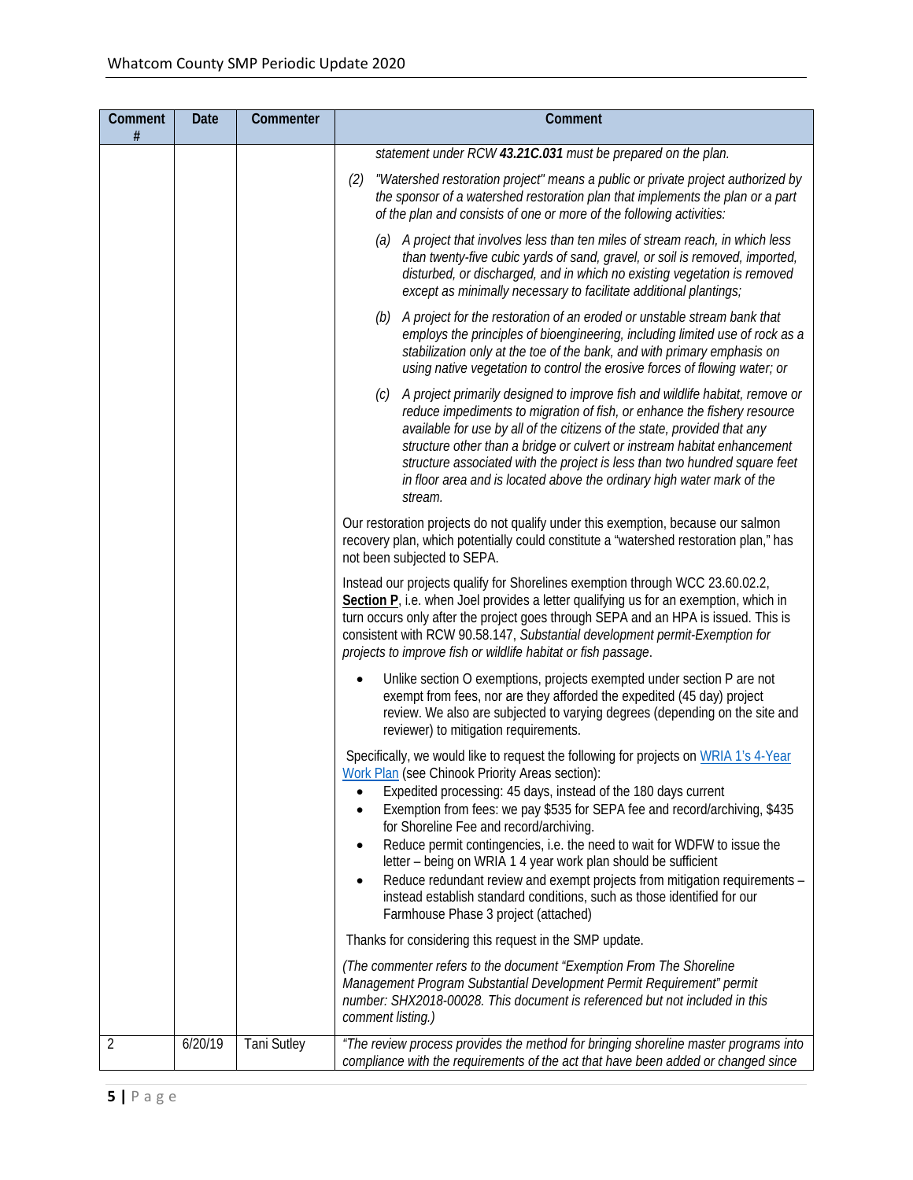| Comment # | Date | Commenter | Comment |
|---|---|---|---|
| | | | *statement under RCW **43.21C.031** must be prepared on the plan.*<br><br>*(2) "Watershed restoration project" means a public or private project authorized by the sponsor of a watershed restoration plan that implements the plan or a part of the plan and consists of one or more of the following activities:*<br><br>*(a) A project that involves less than ten miles of stream reach, in which less than twenty-five cubic yards of sand, gravel, or soil is removed, imported, disturbed, or discharged, and in which no existing vegetation is removed except as minimally necessary to facilitate additional plantings;*<br><br>*(b) A project for the restoration of an eroded or unstable stream bank that employs the principles of bioengineering, including limited use of rock as a stabilization only at the toe of the bank, and with primary emphasis on using native vegetation to control the erosive forces of flowing water; or*<br><br>*(c) A project primarily designed to improve fish and wildlife habitat, remove or reduce impediments to migration of fish, or enhance the fishery resource available for use by all of the citizens of the state, provided that any structure other than a bridge or culvert or instream habitat enhancement structure associated with the project is less than two hundred square feet in floor area and is located above the ordinary high water mark of the stream.*<br><br>Our restoration projects do not qualify under this exemption, because our salmon recovery plan, which potentially could constitute a "watershed restoration plan," has not been subjected to SEPA.<br><br>Instead our projects qualify for Shorelines exemption through WCC 23.60.02.2, **Section P**, i.e. when Joel provides a letter qualifying us for an exemption, which in turn occurs only after the project goes through SEPA and an HPA is issued. This is consistent with RCW 90.58.147, *Substantial development permit-Exemption for projects to improve fish or wildlife habitat or fish passage*.<br><br>• Unlike section O exemptions, projects exempted under section P are not exempt from fees, nor are they afforded the expedited (45 day) project review. We also are subjected to varying degrees (depending on the site and reviewer) to mitigation requirements.<br><br>Specifically, we would like to request the following for projects on WRIA 1's 4-Year Work Plan (see Chinook Priority Areas section):<br>• Expedited processing: 45 days, instead of the 180 days current<br>• Exemption from fees: we pay $535 for SEPA fee and record/archiving, $435 for Shoreline Fee and record/archiving.<br>• Reduce permit contingencies, i.e. the need to wait for WDFW to issue the letter – being on WRIA 1 4 year work plan should be sufficient<br>• Reduce redundant review and exempt projects from mitigation requirements – instead establish standard conditions, such as those identified for our Farmhouse Phase 3 project (attached)<br><br>Thanks for considering this request in the SMP update.<br><br>*(The commenter refers to the document "Exemption From The Shoreline Management Program Substantial Development Permit Requirement" permit number: SHX2018-00028. This document is referenced but not included in this comment listing.)* |
| 2 | 6/20/19 | Tani Sutley | *"The review process provides the method for bringing shoreline master programs into compliance with the requirements of the act that have been added or changed since* |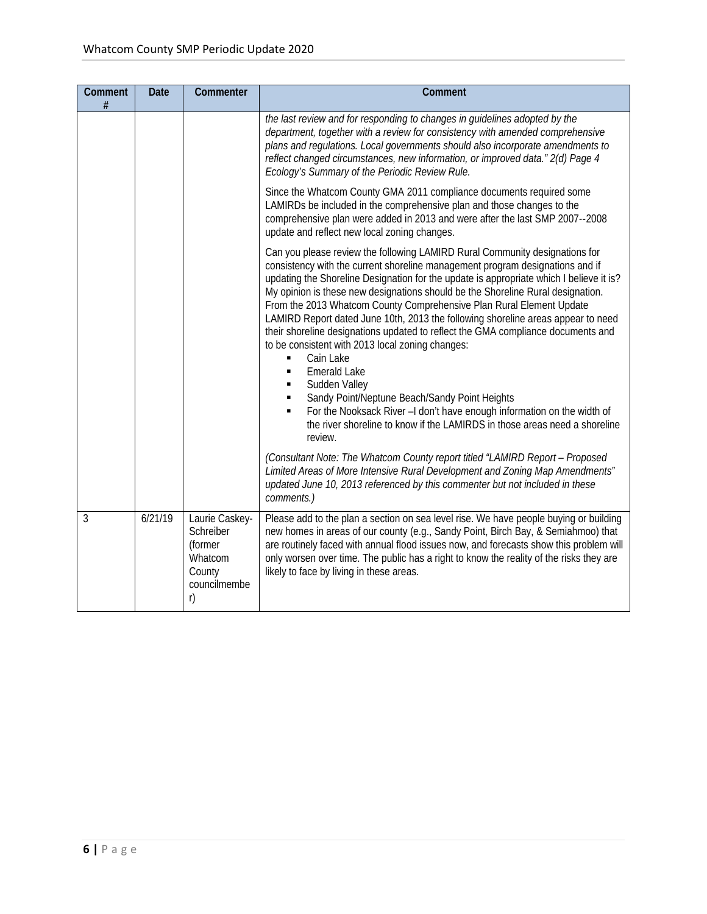| Comment # | Date | Commenter | Comment |
|---|---|---|---|
| | | | *the last review and for responding to changes in guidelines adopted by the department, together with a review for consistency with amended comprehensive plans and regulations. Local governments should also incorporate amendments to reflect changed circumstances, new information, or improved data." 2(d) Page 4 Ecology's Summary of the Periodic Review Rule.*<br><br>Since the Whatcom County GMA 2011 compliance documents required some LAMIRDs be included in the comprehensive plan and those changes to the comprehensive plan were added in 2013 and were after the last SMP 2007--2008 update and reflect new local zoning changes.<br><br>Can you please review the following LAMIRD Rural Community designations for consistency with the current shoreline management program designations and if updating the Shoreline Designation for the update is appropriate which I believe it is? My opinion is these new designations should be the Shoreline Rural designation. From the 2013 Whatcom County Comprehensive Plan Rural Element Update LAMIRD Report dated June 10th, 2013 the following shoreline areas appear to need their shoreline designations updated to reflect the GMA compliance documents and to be consistent with 2013 local zoning changes:<br>▪ Cain Lake<br>▪ Emerald Lake<br>▪ Sudden Valley<br>▪ Sandy Point/Neptune Beach/Sandy Point Heights<br>▪ For the Nooksack River –I don't have enough information on the width of the river shoreline to know if the LAMIRDS in those areas need a shoreline review.<br><br>*(Consultant Note: The Whatcom County report titled "LAMIRD Report – Proposed Limited Areas of More Intensive Rural Development and Zoning Map Amendments" updated June 10, 2013 referenced by this commenter but not included in these comments.)* |
| 3 | 6/21/19 | Laurie Caskey-Schreiber (former Whatcom County councilmember) | Please add to the plan a section on sea level rise. We have people buying or building new homes in areas of our county (e.g., Sandy Point, Birch Bay, & Semiahmoo) that are routinely faced with annual flood issues now, and forecasts show this problem will only worsen over time. The public has a right to know the reality of the risks they are likely to face by living in these areas. |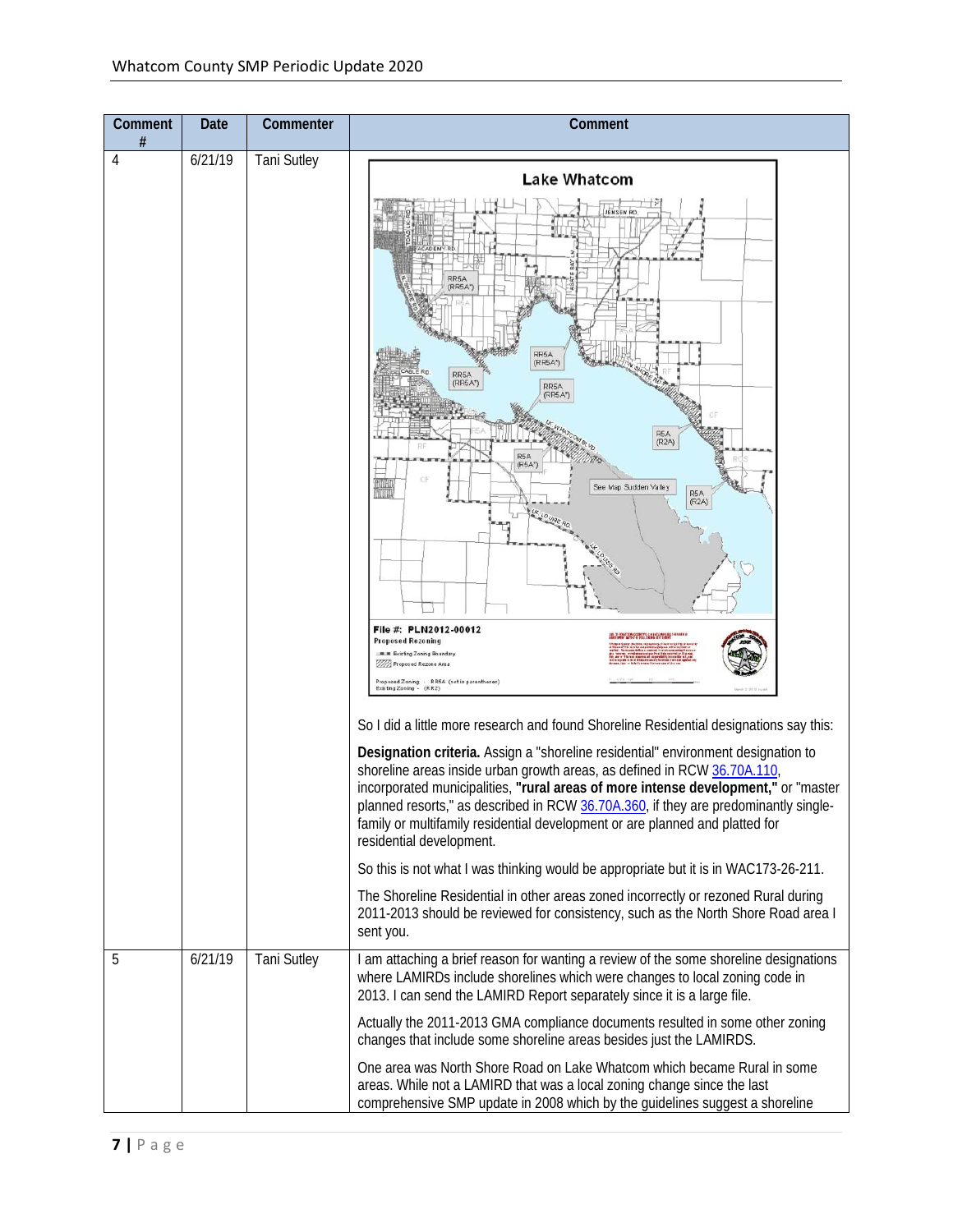| Comment # | Date | Commenter | Comment |
|---|---|---|---|
| 4 | 6/21/19 | Tani Sutley | **Lake Whatcom** File #: PLN2012-00012 Proposed Rezoning. Existing Zoning Boundary. Proposed Rezone Area. Proposed Zoning - RR5A (not in parentheses) Existing Zoning - (RR2)<br><br>So I did a little more research and found Shoreline Residential designations say this:<br><br>**Designation criteria.** Assign a "shoreline residential" environment designation to shoreline areas inside urban growth areas, as defined in RCW 36.70A.110, incorporated municipalities, **"rural areas of more intense development,"** or "master planned resorts," as described in RCW 36.70A.360, if they are predominantly single-family or multifamily residential development or are planned and platted for residential development.<br><br>So this is not what I was thinking would be appropriate but it is in WAC173-26-211.<br><br>The Shoreline Residential in other areas zoned incorrectly or rezoned Rural during 2011-2013 should be reviewed for consistency, such as the North Shore Road area I sent you. |
| 5 | 6/21/19 | Tani Sutley | I am attaching a brief reason for wanting a review of the some shoreline designations where LAMIRDs include shorelines which were changes to local zoning code in 2013. I can send the LAMIRD Report separately since it is a large file.<br><br>Actually the 2011-2013 GMA compliance documents resulted in some other zoning changes that include some shoreline areas besides just the LAMIRDS.<br><br>One area was North Shore Road on Lake Whatcom which became Rural in some areas. While not a LAMIRD that was a local zoning change since the last comprehensive SMP update in 2008 which by the guidelines suggest a shoreline |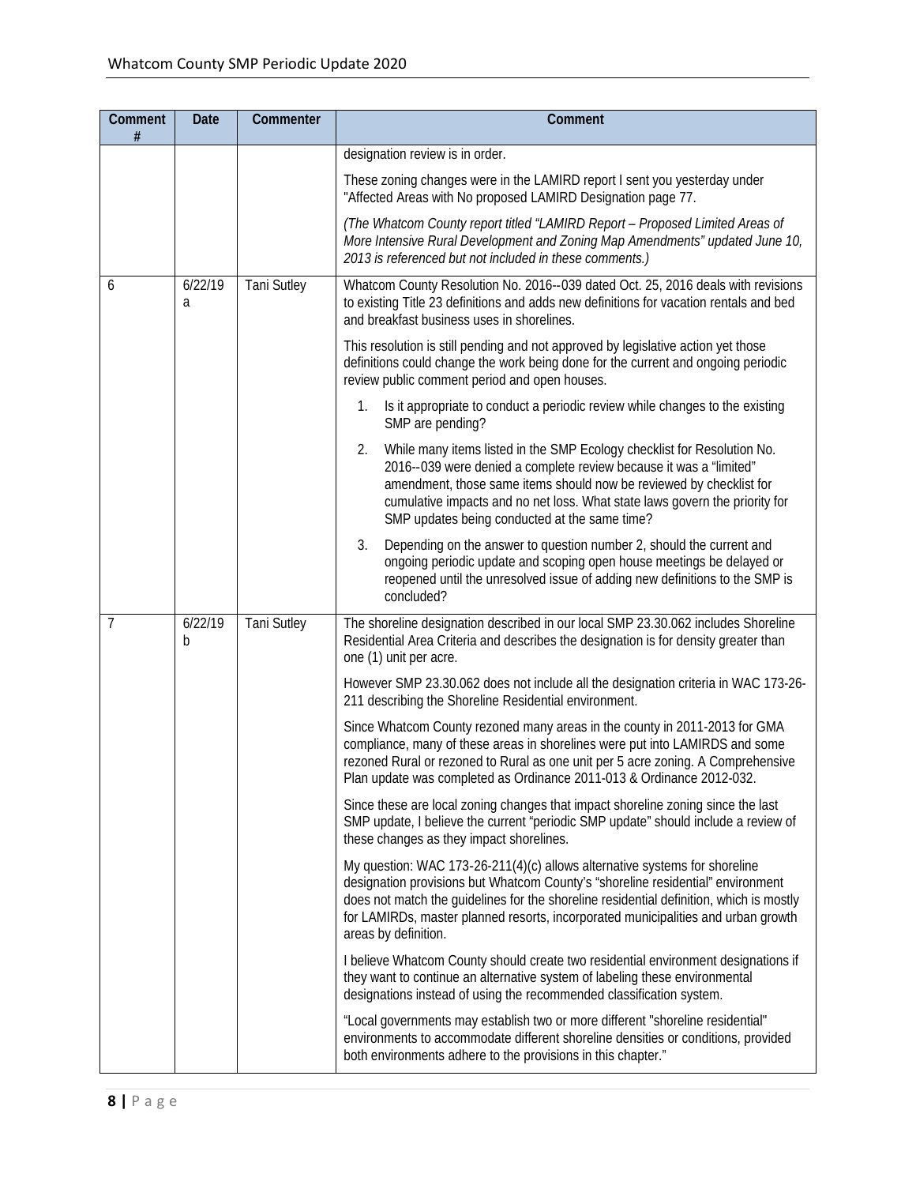| Comment # | Date | Commenter | Comment |
|---|---|---|---|
| | | | designation review is in order.<br><br>These zoning changes were in the LAMIRD report I sent you yesterday under "Affected Areas with No proposed LAMIRD Designation page 77.<br><br>*(The Whatcom County report titled "LAMIRD Report – Proposed Limited Areas of More Intensive Rural Development and Zoning Map Amendments" updated June 10, 2013 is referenced but not included in these comments.)* |
| 6 | 6/22/19 a | Tani Sutley | Whatcom County Resolution No. 2016--039 dated Oct. 25, 2016 deals with revisions to existing Title 23 definitions and adds new definitions for vacation rentals and bed and breakfast business uses in shorelines.<br><br>This resolution is still pending and not approved by legislative action yet those definitions could change the work being done for the current and ongoing periodic review public comment period and open houses.<br><br>1. Is it appropriate to conduct a periodic review while changes to the existing SMP are pending?<br><br>2. While many items listed in the SMP Ecology checklist for Resolution No. 2016--039 were denied a complete review because it was a "limited" amendment, those same items should now be reviewed by checklist for cumulative impacts and no net loss. What state laws govern the priority for SMP updates being conducted at the same time?<br><br>3. Depending on the answer to question number 2, should the current and ongoing periodic update and scoping open house meetings be delayed or reopened until the unresolved issue of adding new definitions to the SMP is concluded? |
| 7 | 6/22/19 b | Tani Sutley | The shoreline designation described in our local SMP 23.30.062 includes Shoreline Residential Area Criteria and describes the designation is for density greater than one (1) unit per acre.<br><br>However SMP 23.30.062 does not include all the designation criteria in WAC 173-26-211 describing the Shoreline Residential environment.<br><br>Since Whatcom County rezoned many areas in the county in 2011-2013 for GMA compliance, many of these areas in shorelines were put into LAMIRDS and some rezoned Rural or rezoned to Rural as one unit per 5 acre zoning. A Comprehensive Plan update was completed as Ordinance 2011-013 & Ordinance 2012-032.<br><br>Since these are local zoning changes that impact shoreline zoning since the last SMP update, I believe the current "periodic SMP update" should include a review of these changes as they impact shorelines.<br><br>My question: WAC 173-26-211(4)(c) allows alternative systems for shoreline designation provisions but Whatcom County's "shoreline residential" environment does not match the guidelines for the shoreline residential definition, which is mostly for LAMIRDs, master planned resorts, incorporated municipalities and urban growth areas by definition.<br><br>I believe Whatcom County should create two residential environment designations if they want to continue an alternative system of labeling these environmental designations instead of using the recommended classification system.<br><br>"Local governments may establish two or more different "shoreline residential" environments to accommodate different shoreline densities or conditions, provided both environments adhere to the provisions in this chapter." |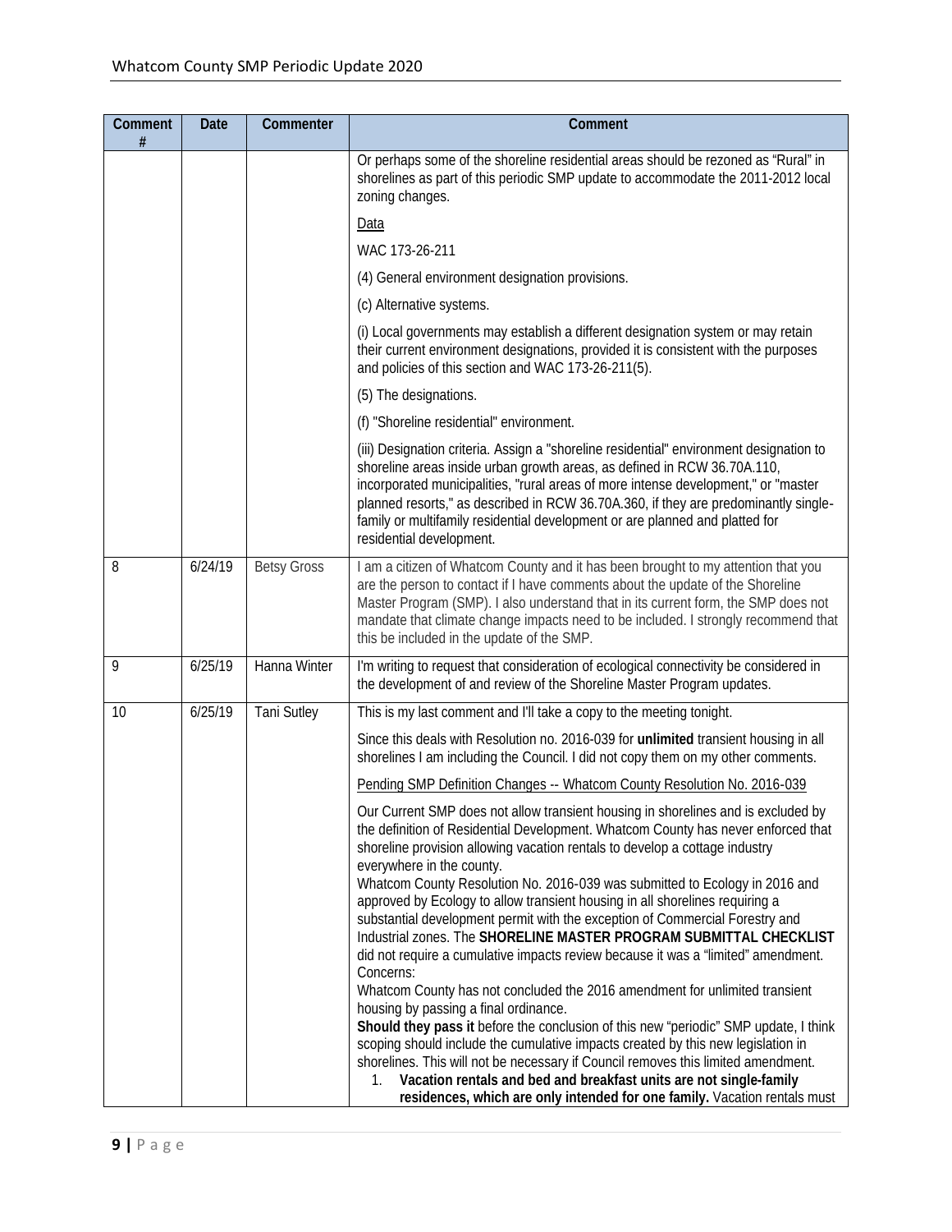| Comment # | Date | Commenter | Comment |
|---|---|---|---|
| | | | Or perhaps some of the shoreline residential areas should be rezoned as "Rural" in shorelines as part of this periodic SMP update to accommodate the 2011-2012 local zoning changes.<br><br>Data<br><br>WAC 173-26-211<br><br>(4) General environment designation provisions.<br><br>(c) Alternative systems.<br><br>(i) Local governments may establish a different designation system or may retain their current environment designations, provided it is consistent with the purposes and policies of this section and WAC 173-26-211(5).<br><br>(5) The designations.<br><br>(f) "Shoreline residential" environment.<br><br>(iii) Designation criteria. Assign a "shoreline residential" environment designation to shoreline areas inside urban growth areas, as defined in RCW 36.70A.110, incorporated municipalities, "rural areas of more intense development," or "master planned resorts," as described in RCW 36.70A.360, if they are predominantly single-family or multifamily residential development or are planned and platted for residential development. |
| 8 | 6/24/19 | Betsy Gross | I am a citizen of Whatcom County and it has been brought to my attention that you are the person to contact if I have comments about the update of the Shoreline Master Program (SMP). I also understand that in its current form, the SMP does not mandate that climate change impacts need to be included. I strongly recommend that this be included in the update of the SMP. |
| 9 | 6/25/19 | Hanna Winter | I'm writing to request that consideration of ecological connectivity be considered in the development of and review of the Shoreline Master Program updates. |
| 10 | 6/25/19 | Tani Sutley | This is my last comment and I'll take a copy to the meeting tonight.<br><br>Since this deals with Resolution no. 2016-039 for **unlimited** transient housing in all shorelines I am including the Council. I did not copy them on my other comments.<br><br>Pending SMP Definition Changes -- Whatcom County Resolution No. 2016-039<br><br>Our Current SMP does not allow transient housing in shorelines and is excluded by the definition of Residential Development. Whatcom County has never enforced that shoreline provision allowing vacation rentals to develop a cottage industry everywhere in the county.<br>Whatcom County Resolution No. 2016-039 was submitted to Ecology in 2016 and approved by Ecology to allow transient housing in all shorelines requiring a substantial development permit with the exception of Commercial Forestry and Industrial zones. The **SHORELINE MASTER PROGRAM SUBMITTAL CHECKLIST** did not require a cumulative impacts review because it was a "limited" amendment.<br>Concerns:<br>Whatcom County has not concluded the 2016 amendment for unlimited transient housing by passing a final ordinance.<br>**Should they pass it** before the conclusion of this new "periodic" SMP update, I think scoping should include the cumulative impacts created by this new legislation in shorelines. This will not be necessary if Council removes this limited amendment.<br>1. **Vacation rentals and bed and breakfast units are not single-family residences, which are only intended for one family.** Vacation rentals must |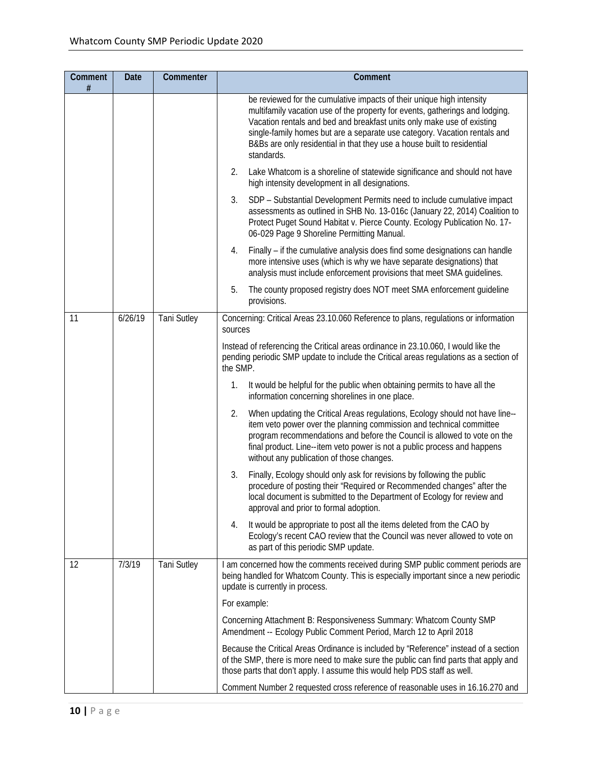| Comment # | Date | Commenter | Comment |
|---|---|---|---|
| | | | be reviewed for the cumulative impacts of their unique high intensity multifamily vacation use of the property for events, gatherings and lodging. Vacation rentals and bed and breakfast units only make use of existing single-family homes but are a separate use category. Vacation rentals and B&Bs are only residential in that they use a house built to residential standards.<br><br>2. Lake Whatcom is a shoreline of statewide significance and should not have high intensity development in all designations.<br><br>3. SDP – Substantial Development Permits need to include cumulative impact assessments as outlined in SHB No. 13-016c (January 22, 2014) Coalition to Protect Puget Sound Habitat v. Pierce County. Ecology Publication No. 17-06-029 Page 9 Shoreline Permitting Manual.<br><br>4. Finally – if the cumulative analysis does find some designations can handle more intensive uses (which is why we have separate designations) that analysis must include enforcement provisions that meet SMA guidelines.<br><br>5. The county proposed registry does NOT meet SMA enforcement guideline provisions. |
| 11 | 6/26/19 | Tani Sutley | Concerning: Critical Areas 23.10.060 Reference to plans, regulations or information sources<br><br>Instead of referencing the Critical areas ordinance in 23.10.060, I would like the pending periodic SMP update to include the Critical areas regulations as a section of the SMP.<br><br>1. It would be helpful for the public when obtaining permits to have all the information concerning shorelines in one place.<br><br>2. When updating the Critical Areas regulations, Ecology should not have line--item veto power over the planning commission and technical committee program recommendations and before the Council is allowed to vote on the final product. Line--item veto power is not a public process and happens without any publication of those changes.<br><br>3. Finally, Ecology should only ask for revisions by following the public procedure of posting their "Required or Recommended changes" after the local document is submitted to the Department of Ecology for review and approval and prior to formal adoption.<br><br>4. It would be appropriate to post all the items deleted from the CAO by Ecology's recent CAO review that the Council was never allowed to vote on as part of this periodic SMP update. |
| 12 | 7/3/19 | Tani Sutley | I am concerned how the comments received during SMP public comment periods are being handled for Whatcom County. This is especially important since a new periodic update is currently in process.<br><br>For example:<br><br>Concerning Attachment B: Responsiveness Summary: Whatcom County SMP Amendment -- Ecology Public Comment Period, March 12 to April 2018<br><br>Because the Critical Areas Ordinance is included by "Reference" instead of a section of the SMP, there is more need to make sure the public can find parts that apply and those parts that don't apply. I assume this would help PDS staff as well.<br><br>Comment Number 2 requested cross reference of reasonable uses in 16.16.270 and |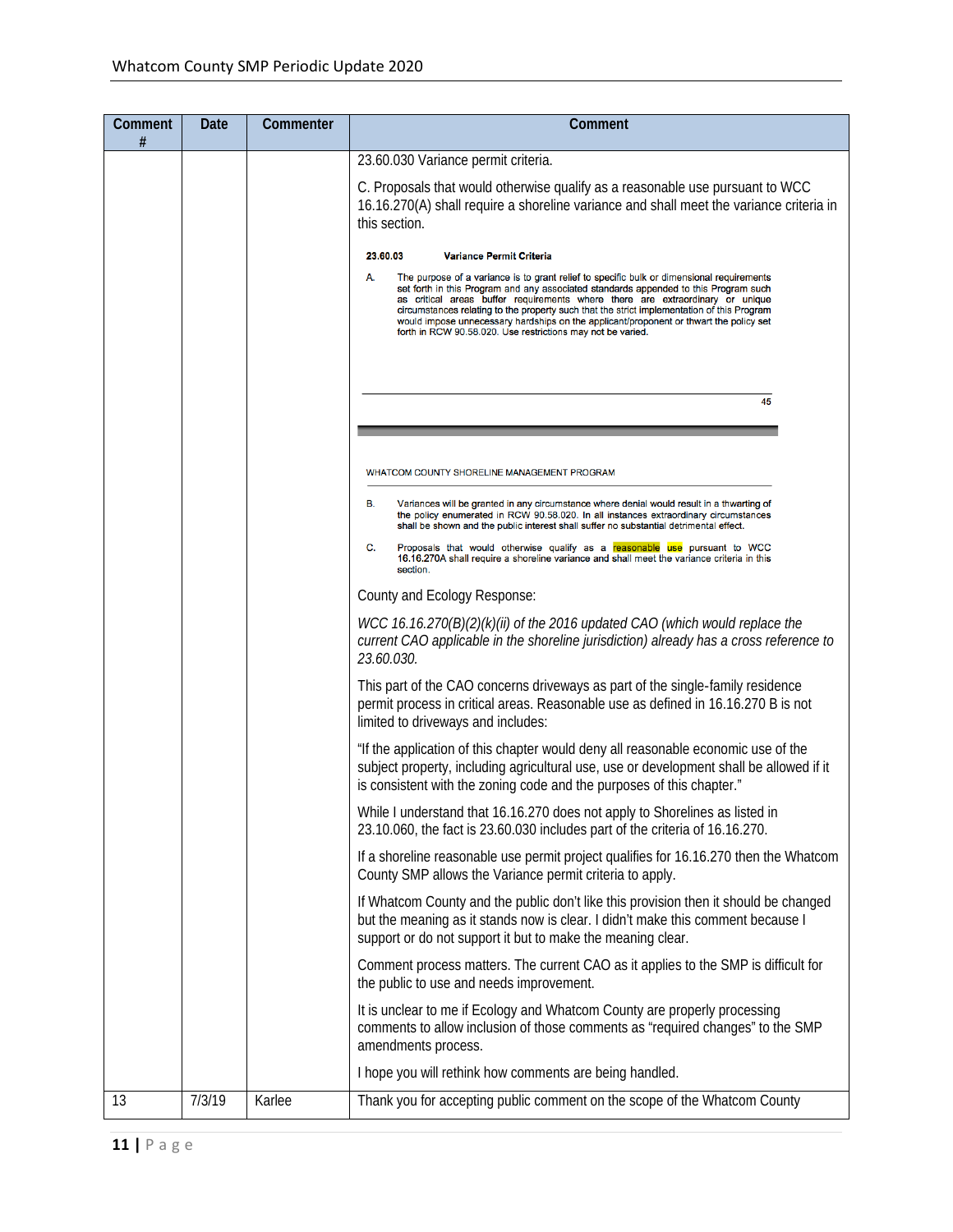| Comment # | Date | Commenter | Comment |
|---|---|---|---|
| | | | 23.60.030 Variance permit criteria.<br><br>C. Proposals that would otherwise qualify as a reasonable use pursuant to WCC 16.16.270(A) shall require a shoreline variance and shall meet the variance criteria in this section.<br><br>**23.60.03 Variance Permit Criteria**<br><br>A. The purpose of a variance is to grant relief to specific bulk or dimensional requirements set forth in this Program and any associated standards appended to this Program such as critical areas buffer requirements where there are extraordinary or unique circumstances relating to the property such that the strict implementation of this Program would impose unnecessary hardships on the applicant/proponent or thwart the policy set forth in RCW 90.58.020. Use restrictions may not be varied.<br><br>45<br><br>WHATCOM COUNTY SHORELINE MANAGEMENT PROGRAM<br><br>B. Variances will be granted in any circumstance where denial would result in a thwarting of the policy enumerated in RCW 90.58.020. In all instances extraordinary circumstances shall be shown and the public interest shall suffer no substantial detrimental effect.<br><br>C. Proposals that would otherwise qualify as a reasonable use pursuant to WCC 16.16.270A shall require a shoreline variance and shall meet the variance criteria in this section.<br><br>County and Ecology Response:<br><br>*WCC 16.16.270(B)(2)(k)(ii) of the 2016 updated CAO (which would replace the current CAO applicable in the shoreline jurisdiction) already has a cross reference to 23.60.030.*<br><br>This part of the CAO concerns driveways as part of the single-family residence permit process in critical areas. Reasonable use as defined in 16.16.270 B is not limited to driveways and includes:<br><br>"If the application of this chapter would deny all reasonable economic use of the subject property, including agricultural use, use or development shall be allowed if it is consistent with the zoning code and the purposes of this chapter."<br><br>While I understand that 16.16.270 does not apply to Shorelines as listed in 23.10.060, the fact is 23.60.030 includes part of the criteria of 16.16.270.<br><br>If a shoreline reasonable use permit project qualifies for 16.16.270 then the Whatcom County SMP allows the Variance permit criteria to apply.<br><br>If Whatcom County and the public don't like this provision then it should be changed but the meaning as it stands now is clear. I didn't make this comment because I support or do not support it but to make the meaning clear.<br><br>Comment process matters. The current CAO as it applies to the SMP is difficult for the public to use and needs improvement.<br><br>It is unclear to me if Ecology and Whatcom County are properly processing comments to allow inclusion of those comments as "required changes" to the SMP amendments process.<br><br>I hope you will rethink how comments are being handled. |
| 13 | 7/3/19 | Karlee | Thank you for accepting public comment on the scope of the Whatcom County |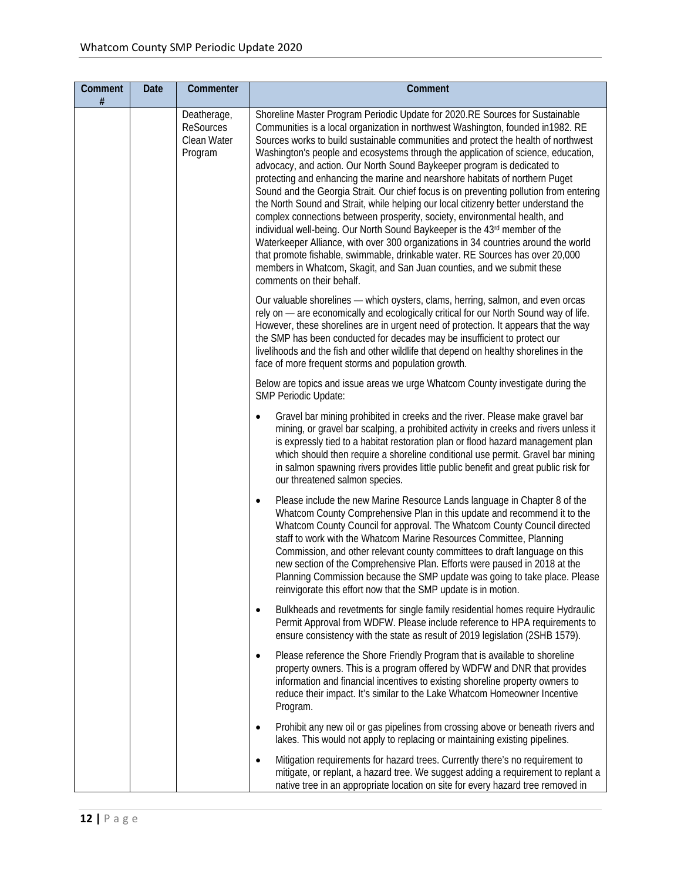| Comment # | Date | Commenter | Comment |
|---|---|---|---|
| | | Deatherage, ReSources Clean Water Program | Shoreline Master Program Periodic Update for 2020.RE Sources for Sustainable Communities is a local organization in northwest Washington, founded in1982. RE Sources works to build sustainable communities and protect the health of northwest Washington's people and ecosystems through the application of science, education, advocacy, and action. Our North Sound Baykeeper program is dedicated to protecting and enhancing the marine and nearshore habitats of northern Puget Sound and the Georgia Strait. Our chief focus is on preventing pollution from entering the North Sound and Strait, while helping our local citizenry better understand the complex connections between prosperity, society, environmental health, and individual well-being. Our North Sound Baykeeper is the 43rd member of the Waterkeeper Alliance, with over 300 organizations in 34 countries around the world that promote fishable, swimmable, drinkable water. RE Sources has over 20,000 members in Whatcom, Skagit, and San Juan counties, and we submit these comments on their behalf.<br><br>Our valuable shorelines — which oysters, clams, herring, salmon, and even orcas rely on — are economically and ecologically critical for our North Sound way of life. However, these shorelines are in urgent need of protection. It appears that the way the SMP has been conducted for decades may be insufficient to protect our livelihoods and the fish and other wildlife that depend on healthy shorelines in the face of more frequent storms and population growth.<br><br>Below are topics and issue areas we urge Whatcom County investigate during the SMP Periodic Update:<br><br>• Gravel bar mining prohibited in creeks and the river. Please make gravel bar mining, or gravel bar scalping, a prohibited activity in creeks and rivers unless it is expressly tied to a habitat restoration plan or flood hazard management plan which should then require a shoreline conditional use permit. Gravel bar mining in salmon spawning rivers provides little public benefit and great public risk for our threatened salmon species.<br><br>• Please include the new Marine Resource Lands language in Chapter 8 of the Whatcom County Comprehensive Plan in this update and recommend it to the Whatcom County Council for approval. The Whatcom County Council directed staff to work with the Whatcom Marine Resources Committee, Planning Commission, and other relevant county committees to draft language on this new section of the Comprehensive Plan. Efforts were paused in 2018 at the Planning Commission because the SMP update was going to take place. Please reinvigorate this effort now that the SMP update is in motion.<br><br>• Bulkheads and revetments for single family residential homes require Hydraulic Permit Approval from WDFW. Please include reference to HPA requirements to ensure consistency with the state as result of 2019 legislation (2SHB 1579).<br><br>• Please reference the Shore Friendly Program that is available to shoreline property owners. This is a program offered by WDFW and DNR that provides information and financial incentives to existing shoreline property owners to reduce their impact. It's similar to the Lake Whatcom Homeowner Incentive Program.<br><br>• Prohibit any new oil or gas pipelines from crossing above or beneath rivers and lakes. This would not apply to replacing or maintaining existing pipelines.<br><br>• Mitigation requirements for hazard trees. Currently there's no requirement to mitigate, or replant, a hazard tree. We suggest adding a requirement to replant a native tree in an appropriate location on site for every hazard tree removed in |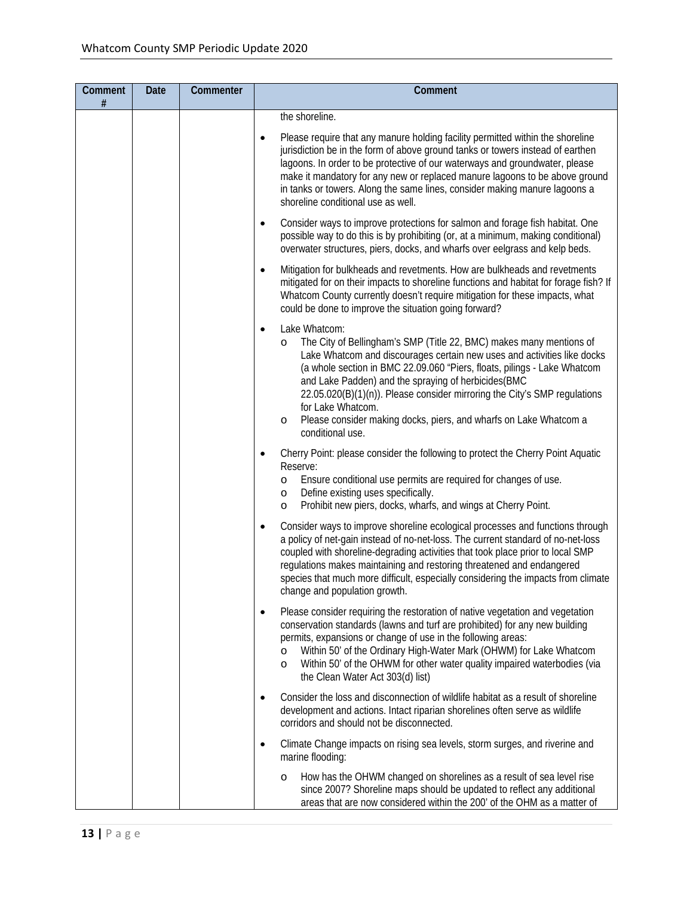| Comment # | Date | Commenter | Comment |
|---|---|---|---|
| | | | the shoreline.<br><br>• Please require that any manure holding facility permitted within the shoreline jurisdiction be in the form of above ground tanks or towers instead of earthen lagoons. In order to be protective of our waterways and groundwater, please make it mandatory for any new or replaced manure lagoons to be above ground in tanks or towers. Along the same lines, consider making manure lagoons a shoreline conditional use as well.<br><br>• Consider ways to improve protections for salmon and forage fish habitat. One possible way to do this is by prohibiting (or, at a minimum, making conditional) overwater structures, piers, docks, and wharfs over eelgrass and kelp beds.<br><br>• Mitigation for bulkheads and revetments. How are bulkheads and revetments mitigated for on their impacts to shoreline functions and habitat for forage fish? If Whatcom County currently doesn't require mitigation for these impacts, what could be done to improve the situation going forward?<br><br>• Lake Whatcom:<br>  o The City of Bellingham's SMP (Title 22, BMC) makes many mentions of Lake Whatcom and discourages certain new uses and activities like docks (a whole section in BMC 22.09.060 "Piers, floats, pilings - Lake Whatcom and Lake Padden) and the spraying of herbicides(BMC 22.05.020(B)(1)(n)). Please consider mirroring the City's SMP regulations for Lake Whatcom.<br>  o Please consider making docks, piers, and wharfs on Lake Whatcom a conditional use.<br><br>• Cherry Point: please consider the following to protect the Cherry Point Aquatic Reserve:<br>  o Ensure conditional use permits are required for changes of use.<br>  o Define existing uses specifically.<br>  o Prohibit new piers, docks, wharfs, and wings at Cherry Point.<br><br>• Consider ways to improve shoreline ecological processes and functions through a policy of net-gain instead of no-net-loss. The current standard of no-net-loss coupled with shoreline-degrading activities that took place prior to local SMP regulations makes maintaining and restoring threatened and endangered species that much more difficult, especially considering the impacts from climate change and population growth.<br><br>• Please consider requiring the restoration of native vegetation and vegetation conservation standards (lawns and turf are prohibited) for any new building permits, expansions or change of use in the following areas:<br>  o Within 50' of the Ordinary High-Water Mark (OHWM) for Lake Whatcom<br>  o Within 50' of the OHWM for other water quality impaired waterbodies (via the Clean Water Act 303(d) list)<br><br>• Consider the loss and disconnection of wildlife habitat as a result of shoreline development and actions. Intact riparian shorelines often serve as wildlife corridors and should not be disconnected.<br><br>• Climate Change impacts on rising sea levels, storm surges, and riverine and marine flooding:<br>  o How has the OHWM changed on shorelines as a result of sea level rise since 2007? Shoreline maps should be updated to reflect any additional areas that are now considered within the 200' of the OHM as a matter of |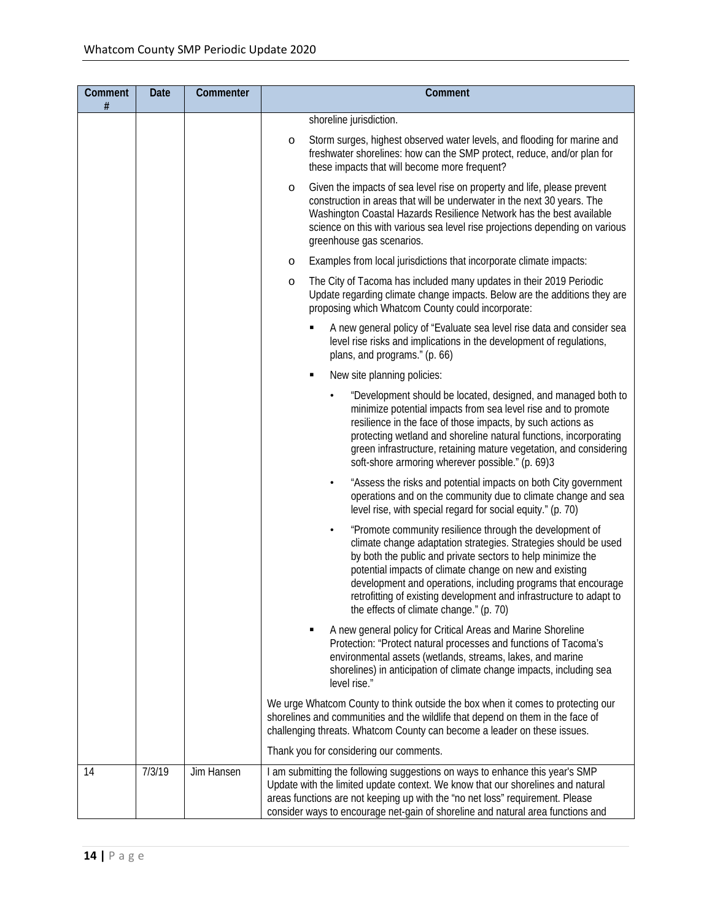| Comment # | Date | Commenter | Comment |
|---|---|---|---|
| | | | shoreline jurisdiction.<br>o Storm surges, highest observed water levels, and flooding for marine and freshwater shorelines: how can the SMP protect, reduce, and/or plan for these impacts that will become more frequent?<br>o Given the impacts of sea level rise on property and life, please prevent construction in areas that will be underwater in the next 30 years. The Washington Coastal Hazards Resilience Network has the best available science on this with various sea level rise projections depending on various greenhouse gas scenarios.<br>o Examples from local jurisdictions that incorporate climate impacts:<br>o The City of Tacoma has included many updates in their 2019 Periodic Update regarding climate change impacts. Below are the additions they are proposing which Whatcom County could incorporate:<br>▪ A new general policy of "Evaluate sea level rise data and consider sea level rise risks and implications in the development of regulations, plans, and programs." (p. 66)<br>▪ New site planning policies:<br>• "Development should be located, designed, and managed both to minimize potential impacts from sea level rise and to promote resilience in the face of those impacts, by such actions as protecting wetland and shoreline natural functions, incorporating green infrastructure, retaining mature vegetation, and considering soft-shore armoring wherever possible." (p. 69)3<br>• "Assess the risks and potential impacts on both City government operations and on the community due to climate change and sea level rise, with special regard for social equity." (p. 70)<br>• "Promote community resilience through the development of climate change adaptation strategies. Strategies should be used by both the public and private sectors to help minimize the potential impacts of climate change on new and existing development and operations, including programs that encourage retrofitting of existing development and infrastructure to adapt to the effects of climate change." (p. 70)<br>▪ A new general policy for Critical Areas and Marine Shoreline Protection: "Protect natural processes and functions of Tacoma's environmental assets (wetlands, streams, lakes, and marine shorelines) in anticipation of climate change impacts, including sea level rise."<br><br>We urge Whatcom County to think outside the box when it comes to protecting our shorelines and communities and the wildlife that depend on them in the face of challenging threats. Whatcom County can become a leader on these issues.<br><br>Thank you for considering our comments. |
| 14 | 7/3/19 | Jim Hansen | I am submitting the following suggestions on ways to enhance this year's SMP Update with the limited update context. We know that our shorelines and natural areas functions are not keeping up with the "no net loss" requirement. Please consider ways to encourage net-gain of shoreline and natural area functions and |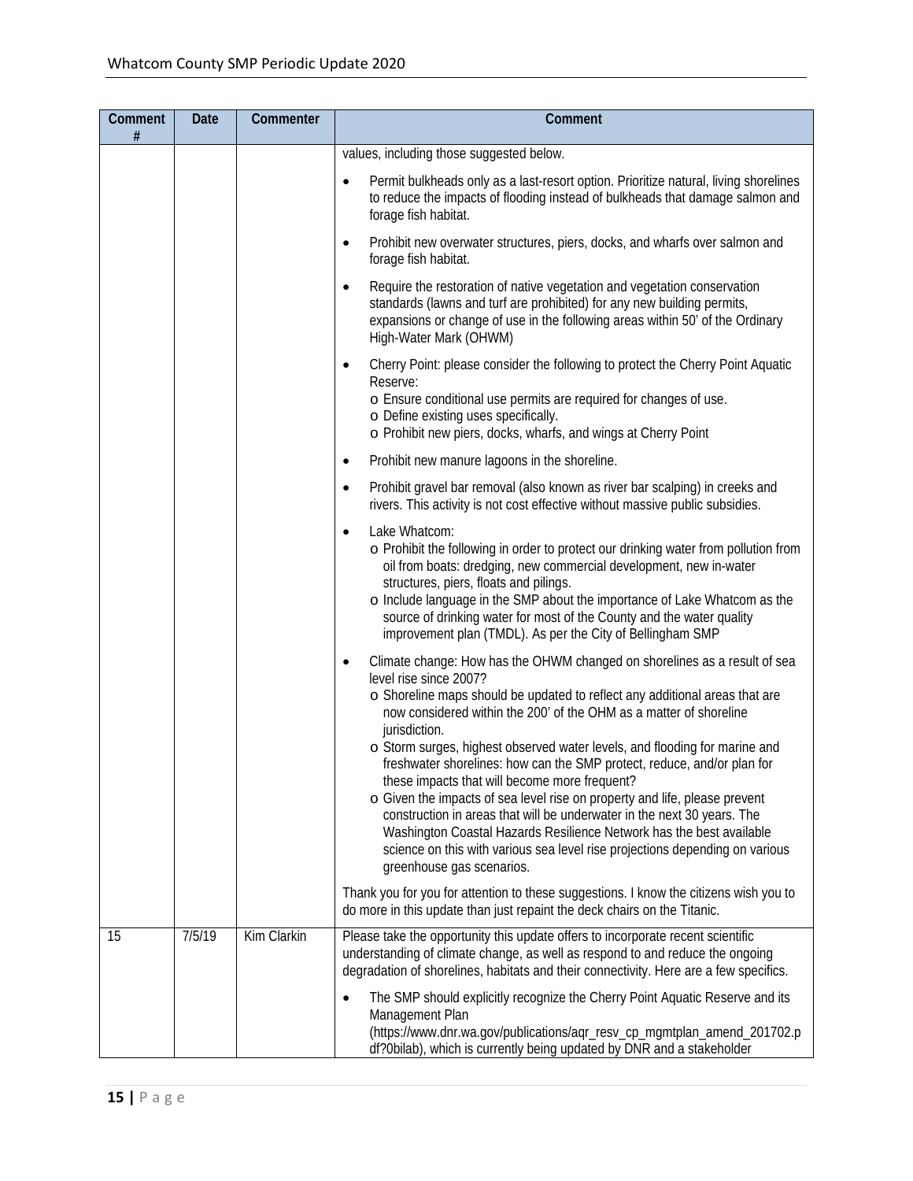| Comment # | Date | Commenter | Comment |
|---|---|---|---|
| | | | values, including those suggested below.<br><br>• Permit bulkheads only as a last-resort option. Prioritize natural, living shorelines to reduce the impacts of flooding instead of bulkheads that damage salmon and forage fish habitat.<br><br>• Prohibit new overwater structures, piers, docks, and wharfs over salmon and forage fish habitat.<br><br>• Require the restoration of native vegetation and vegetation conservation standards (lawns and turf are prohibited) for any new building permits, expansions or change of use in the following areas within 50' of the Ordinary High-Water Mark (OHWM)<br><br>• Cherry Point: please consider the following to protect the Cherry Point Aquatic Reserve:<br>o Ensure conditional use permits are required for changes of use.<br>o Define existing uses specifically.<br>o Prohibit new piers, docks, wharfs, and wings at Cherry Point<br><br>• Prohibit new manure lagoons in the shoreline.<br><br>• Prohibit gravel bar removal (also known as river bar scalping) in creeks and rivers. This activity is not cost effective without massive public subsidies.<br><br>• Lake Whatcom:<br>o Prohibit the following in order to protect our drinking water from pollution from oil from boats: dredging, new commercial development, new in-water structures, piers, floats and pilings.<br>o Include language in the SMP about the importance of Lake Whatcom as the source of drinking water for most of the County and the water quality improvement plan (TMDL). As per the City of Bellingham SMP<br><br>• Climate change: How has the OHWM changed on shorelines as a result of sea level rise since 2007?<br>o Shoreline maps should be updated to reflect any additional areas that are now considered within the 200' of the OHM as a matter of shoreline jurisdiction.<br>o Storm surges, highest observed water levels, and flooding for marine and freshwater shorelines: how can the SMP protect, reduce, and/or plan for these impacts that will become more frequent?<br>o Given the impacts of sea level rise on property and life, please prevent construction in areas that will be underwater in the next 30 years. The Washington Coastal Hazards Resilience Network has the best available science on this with various sea level rise projections depending on various greenhouse gas scenarios.<br><br>Thank you for you for attention to these suggestions. I know the citizens wish you to do more in this update than just repaint the deck chairs on the Titanic. |
| 15 | 7/5/19 | Kim Clarkin | Please take the opportunity this update offers to incorporate recent scientific understanding of climate change, as well as respond to and reduce the ongoing degradation of shorelines, habitats and their connectivity. Here are a few specifics.<br><br>• The SMP should explicitly recognize the Cherry Point Aquatic Reserve and its Management Plan (https://www.dnr.wa.gov/publications/aqr_resv_cp_mgmtplan_amend_201702.pdf?0bilab), which is currently being updated by DNR and a stakeholder |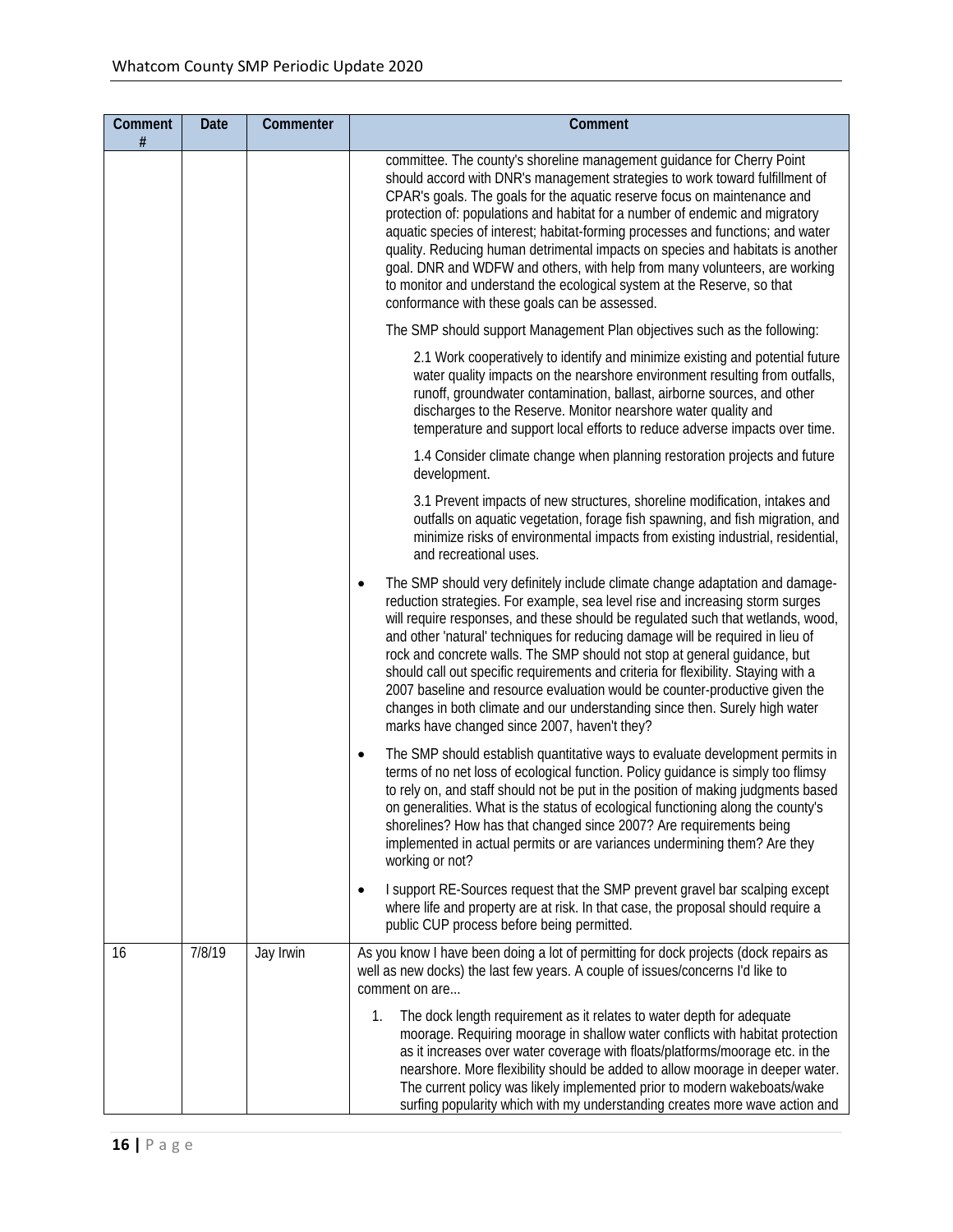| Comment # | Date | Commenter | Comment |
| --- | --- | --- | --- |
| | | | committee. The county's shoreline management guidance for Cherry Point should accord with DNR's management strategies to work toward fulfillment of CPAR's goals. The goals for the aquatic reserve focus on maintenance and protection of: populations and habitat for a number of endemic and migratory aquatic species of interest; habitat-forming processes and functions; and water quality. Reducing human detrimental impacts on species and habitats is another goal. DNR and WDFW and others, with help from many volunteers, are working to monitor and understand the ecological system at the Reserve, so that conformance with these goals can be assessed.<br><br>The SMP should support Management Plan objectives such as the following:<br><br>2.1 Work cooperatively to identify and minimize existing and potential future water quality impacts on the nearshore environment resulting from outfalls, runoff, groundwater contamination, ballast, airborne sources, and other discharges to the Reserve. Monitor nearshore water quality and temperature and support local efforts to reduce adverse impacts over time.<br><br>1.4 Consider climate change when planning restoration projects and future development.<br><br>3.1 Prevent impacts of new structures, shoreline modification, intakes and outfalls on aquatic vegetation, forage fish spawning, and fish migration, and minimize risks of environmental impacts from existing industrial, residential, and recreational uses.<br><br>• The SMP should very definitely include climate change adaptation and damage-reduction strategies. For example, sea level rise and increasing storm surges will require responses, and these should be regulated such that wetlands, wood, and other 'natural' techniques for reducing damage will be required in lieu of rock and concrete walls. The SMP should not stop at general guidance, but should call out specific requirements and criteria for flexibility. Staying with a 2007 baseline and resource evaluation would be counter-productive given the changes in both climate and our understanding since then. Surely high water marks have changed since 2007, haven't they?<br><br>• The SMP should establish quantitative ways to evaluate development permits in terms of no net loss of ecological function. Policy guidance is simply too flimsy to rely on, and staff should not be put in the position of making judgments based on generalities. What is the status of ecological functioning along the county's shorelines? How has that changed since 2007? Are requirements being implemented in actual permits or are variances undermining them? Are they working or not?<br><br>• I support RE-Sources request that the SMP prevent gravel bar scalping except where life and property are at risk. In that case, the proposal should require a public CUP process before being permitted. |
| 16 | 7/8/19 | Jay Irwin | As you know I have been doing a lot of permitting for dock projects (dock repairs as well as new docks) the last few years. A couple of issues/concerns I'd like to comment on are...<br><br>1. The dock length requirement as it relates to water depth for adequate moorage. Requiring moorage in shallow water conflicts with habitat protection as it increases over water coverage with floats/platforms/moorage etc. in the nearshore. More flexibility should be added to allow moorage in deeper water. The current policy was likely implemented prior to modern wakeboats/wake surfing popularity which with my understanding creates more wave action and |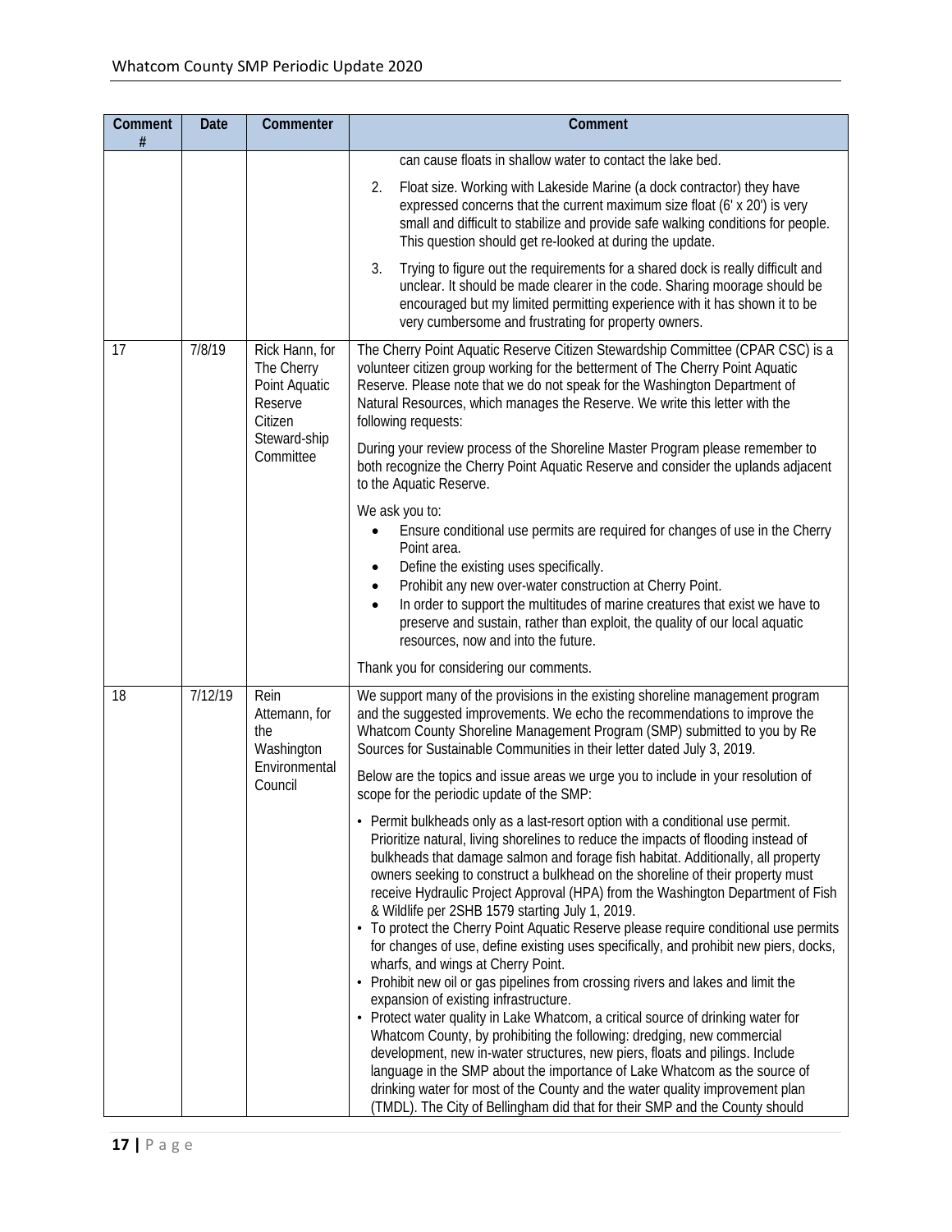| Comment # | Date | Commenter | Comment |
|---|---|---|---|
| | | | can cause floats in shallow water to contact the lake bed.<br><br>2. Float size. Working with Lakeside Marine (a dock contractor) they have expressed concerns that the current maximum size float (6' x 20') is very small and difficult to stabilize and provide safe walking conditions for people. This question should get re-looked at during the update.<br><br>3. Trying to figure out the requirements for a shared dock is really difficult and unclear. It should be made clearer in the code. Sharing moorage should be encouraged but my limited permitting experience with it has shown it to be very cumbersome and frustrating for property owners. |
| 17 | 7/8/19 | Rick Hann, for The Cherry Point Aquatic Reserve Citizen Steward-ship Committee | The Cherry Point Aquatic Reserve Citizen Stewardship Committee (CPAR CSC) is a volunteer citizen group working for the betterment of The Cherry Point Aquatic Reserve. Please note that we do not speak for the Washington Department of Natural Resources, which manages the Reserve. We write this letter with the following requests:<br><br>During your review process of the Shoreline Master Program please remember to both recognize the Cherry Point Aquatic Reserve and consider the uplands adjacent to the Aquatic Reserve.<br><br>We ask you to:<br>• Ensure conditional use permits are required for changes of use in the Cherry Point area.<br>• Define the existing uses specifically.<br>• Prohibit any new over-water construction at Cherry Point.<br>• In order to support the multitudes of marine creatures that exist we have to preserve and sustain, rather than exploit, the quality of our local aquatic resources, now and into the future.<br><br>Thank you for considering our comments. |
| 18 | 7/12/19 | Rein Attemann, for the Washington Environmental Council | We support many of the provisions in the existing shoreline management program and the suggested improvements. We echo the recommendations to improve the Whatcom County Shoreline Management Program (SMP) submitted to you by Re Sources for Sustainable Communities in their letter dated July 3, 2019.<br><br>Below are the topics and issue areas we urge you to include in your resolution of scope for the periodic update of the SMP:<br><br>• Permit bulkheads only as a last-resort option with a conditional use permit. Prioritize natural, living shorelines to reduce the impacts of flooding instead of bulkheads that damage salmon and forage fish habitat. Additionally, all property owners seeking to construct a bulkhead on the shoreline of their property must receive Hydraulic Project Approval (HPA) from the Washington Department of Fish & Wildlife per 2SHB 1579 starting July 1, 2019.<br>• To protect the Cherry Point Aquatic Reserve please require conditional use permits for changes of use, define existing uses specifically, and prohibit new piers, docks, wharfs, and wings at Cherry Point.<br>• Prohibit new oil or gas pipelines from crossing rivers and lakes and limit the expansion of existing infrastructure.<br>• Protect water quality in Lake Whatcom, a critical source of drinking water for Whatcom County, by prohibiting the following: dredging, new commercial development, new in-water structures, new piers, floats and pilings. Include language in the SMP about the importance of Lake Whatcom as the source of drinking water for most of the County and the water quality improvement plan (TMDL). The City of Bellingham did that for their SMP and the County should |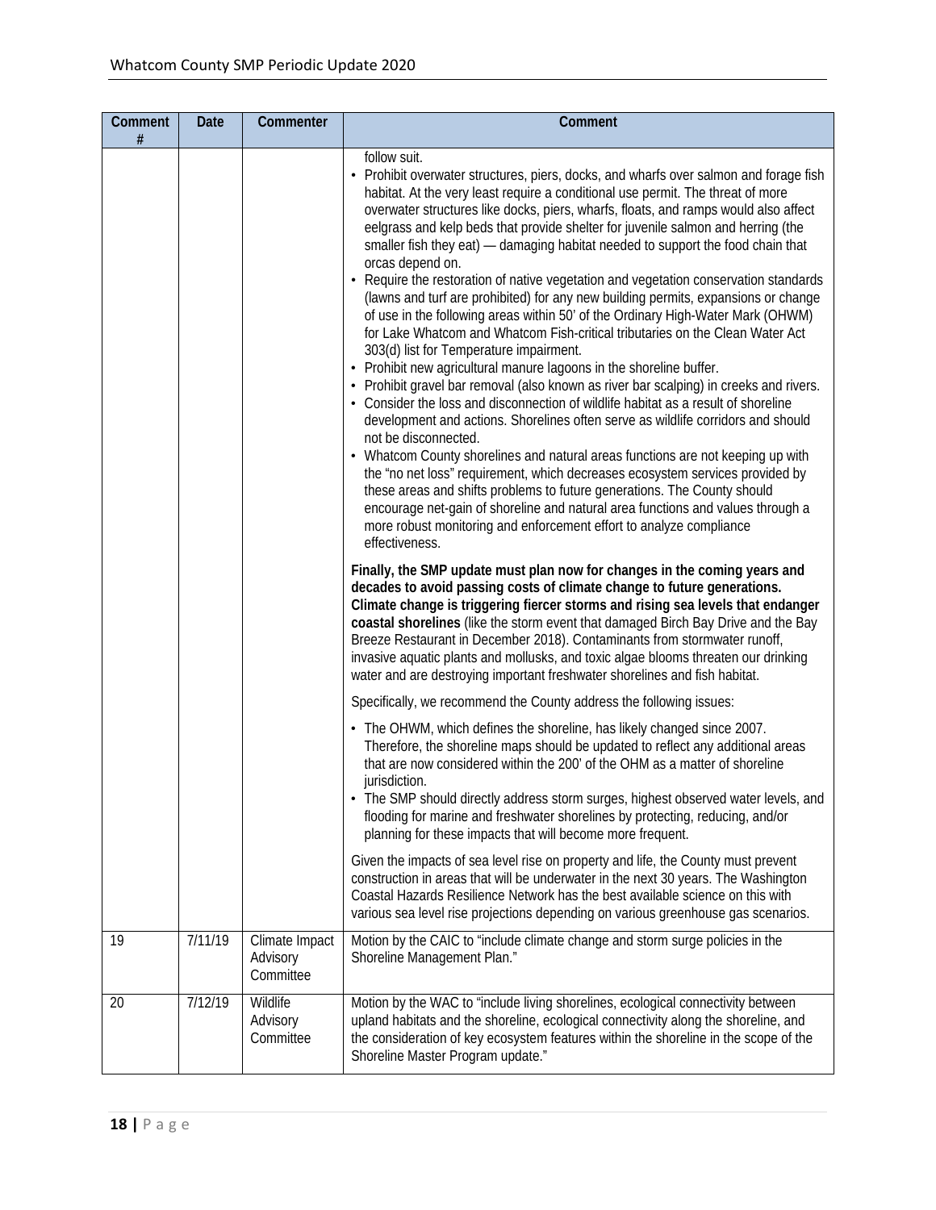| Comment # | Date | Commenter | Comment |
|---|---|---|---|
| | | | follow suit.<br>• Prohibit overwater structures, piers, docks, and wharfs over salmon and forage fish habitat. At the very least require a conditional use permit. The threat of more overwater structures like docks, piers, wharfs, floats, and ramps would also affect eelgrass and kelp beds that provide shelter for juvenile salmon and herring (the smaller fish they eat) — damaging habitat needed to support the food chain that orcas depend on.<br>• Require the restoration of native vegetation and vegetation conservation standards (lawns and turf are prohibited) for any new building permits, expansions or change of use in the following areas within 50' of the Ordinary High-Water Mark (OHWM) for Lake Whatcom and Whatcom Fish-critical tributaries on the Clean Water Act 303(d) list for Temperature impairment.<br>• Prohibit new agricultural manure lagoons in the shoreline buffer.<br>• Prohibit gravel bar removal (also known as river bar scalping) in creeks and rivers.<br>• Consider the loss and disconnection of wildlife habitat as a result of shoreline development and actions. Shorelines often serve as wildlife corridors and should not be disconnected.<br>• Whatcom County shorelines and natural areas functions are not keeping up with the "no net loss" requirement, which decreases ecosystem services provided by these areas and shifts problems to future generations. The County should encourage net-gain of shoreline and natural area functions and values through a more robust monitoring and enforcement effort to analyze compliance effectiveness.<br><br>**Finally, the SMP update must plan now for changes in the coming years and decades to avoid passing costs of climate change to future generations. Climate change is triggering fiercer storms and rising sea levels that endanger coastal shorelines** (like the storm event that damaged Birch Bay Drive and the Bay Breeze Restaurant in December 2018). Contaminants from stormwater runoff, invasive aquatic plants and mollusks, and toxic algae blooms threaten our drinking water and are destroying important freshwater shorelines and fish habitat.<br><br>Specifically, we recommend the County address the following issues:<br><br>• The OHWM, which defines the shoreline, has likely changed since 2007. Therefore, the shoreline maps should be updated to reflect any additional areas that are now considered within the 200' of the OHM as a matter of shoreline jurisdiction.<br>• The SMP should directly address storm surges, highest observed water levels, and flooding for marine and freshwater shorelines by protecting, reducing, and/or planning for these impacts that will become more frequent.<br><br>Given the impacts of sea level rise on property and life, the County must prevent construction in areas that will be underwater in the next 30 years. The Washington Coastal Hazards Resilience Network has the best available science on this with various sea level rise projections depending on various greenhouse gas scenarios. |
| 19 | 7/11/19 | Climate Impact Advisory Committee | Motion by the CAIC to "include climate change and storm surge policies in the Shoreline Management Plan." |
| 20 | 7/12/19 | Wildlife Advisory Committee | Motion by the WAC to "include living shorelines, ecological connectivity between upland habitats and the shoreline, ecological connectivity along the shoreline, and the consideration of key ecosystem features within the shoreline in the scope of the Shoreline Master Program update." |